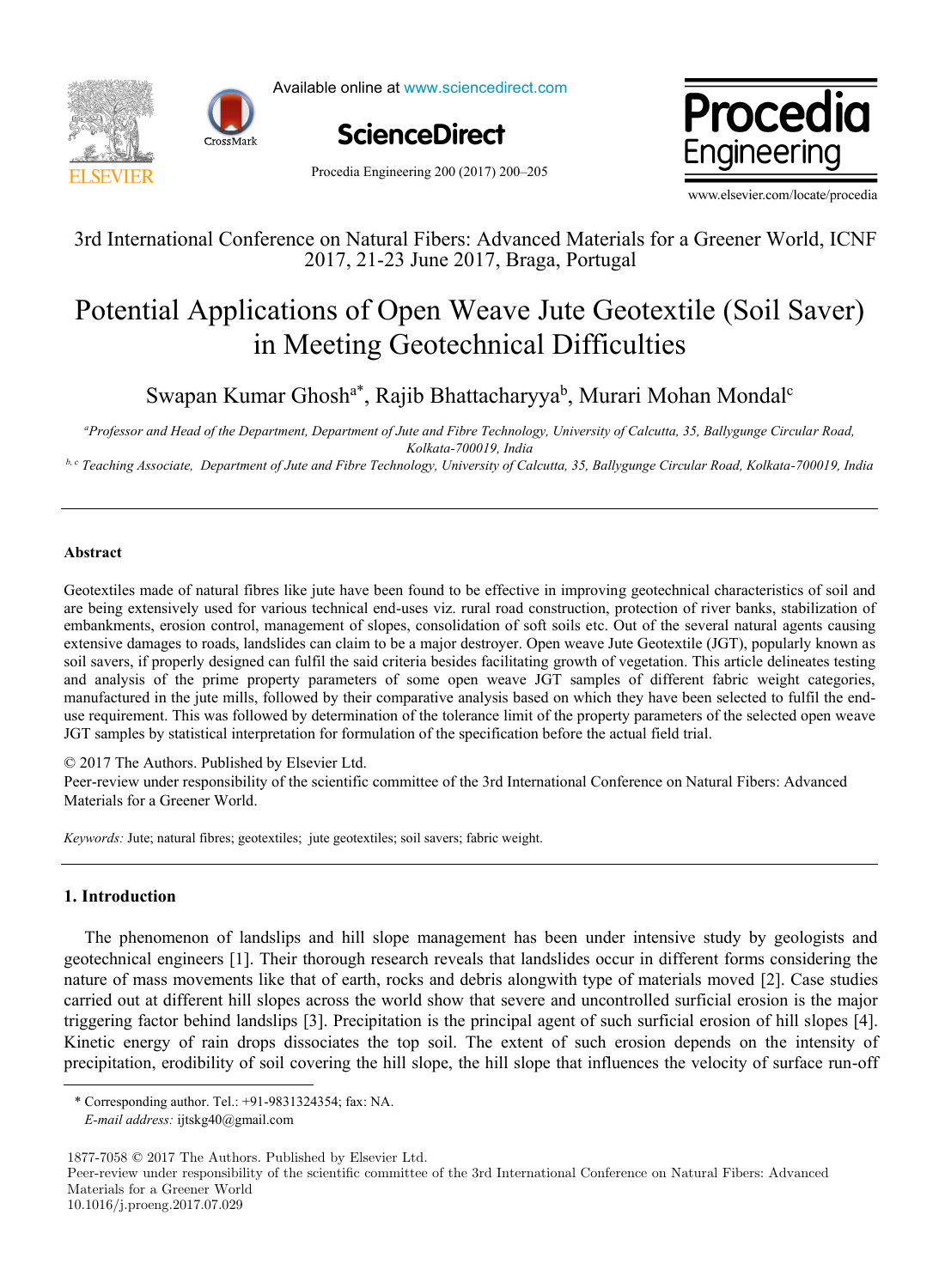3rd International Conference on Natural Fibers: Advanced Materials for a Greener World, ICNF 2017, 21-23 June 2017, Braga, Portugal

# Potential Applications of Open Weave Jute Geotextile (Soil Saver) in Meeting Geotechnical Difficulties

Swapan Kumar Ghosh[a*], Rajib Bhattacharyya[b], Murari Mohan Mondal[c]

[a]*Professor and Head of the Department, Department of Jute and Fibre Technology, University of Calcutta, 35, Ballygunge Circular Road, Kolkata-700019, India*

[b, c] *Teaching Associate, Department of Jute and Fibre Technology, University of Calcutta, 35, Ballygunge Circular Road, Kolkata-700019, India*

---

## Abstract

Geotextiles made of natural fibres like jute have been found to be effective in improving geotechnical characteristics of soil and are being extensively used for various technical end-uses viz. rural road construction, protection of river banks, stabilization of embankments, erosion control, management of slopes, consolidation of soft soils etc. Out of the several natural agents causing extensive damages to roads, landslides can claim to be a major destroyer. Open weave Jute Geotextile (JGT), popularly known as soil savers, if properly designed can fulfil the said criteria besides facilitating growth of vegetation. This article delineates testing and analysis of the prime property parameters of some open weave JGT samples of different fabric weight categories, manufactured in the jute mills, followed by their comparative analysis based on which they have been selected to fulfil the end-use requirement. This was followed by determination of the tolerance limit of the property parameters of the selected open weave JGT samples by statistical interpretation for formulation of the specification before the actual field trial.

© 2017 The Authors. Published by Elsevier Ltd.
Peer-review under responsibility of the scientific committee of the 3rd International Conference on Natural Fibers: Advanced Materials for a Greener World.

*Keywords:* Jute; natural fibres; geotextiles; jute geotextiles; soil savers; fabric weight.

---

## 1. Introduction

The phenomenon of landslips and hill slope management has been under intensive study by geologists and geotechnical engineers [1]. Their thorough research reveals that landslides occur in different forms considering the nature of mass movements like that of earth, rocks and debris alongwith type of materials moved [2]. Case studies carried out at different hill slopes across the world show that severe and uncontrolled surficial erosion is the major triggering factor behind landslips [3]. Precipitation is the principal agent of such surficial erosion of hill slopes [4]. Kinetic energy of rain drops dissociates the top soil. The extent of such erosion depends on the intensity of precipitation, erodibility of soil covering the hill slope, the hill slope that influences the velocity of surface run-off

---

\* Corresponding author. Tel.: +91-9831324354; fax: NA.
*E-mail address:* ijtskg40@gmail.com

1877-7058 © 2017 The Authors. Published by Elsevier Ltd.
Peer-review under responsibility of the scientific committee of the 3rd International Conference on Natural Fibers: Advanced Materials for a Greener World
10.1016/j.proeng.2017.07.029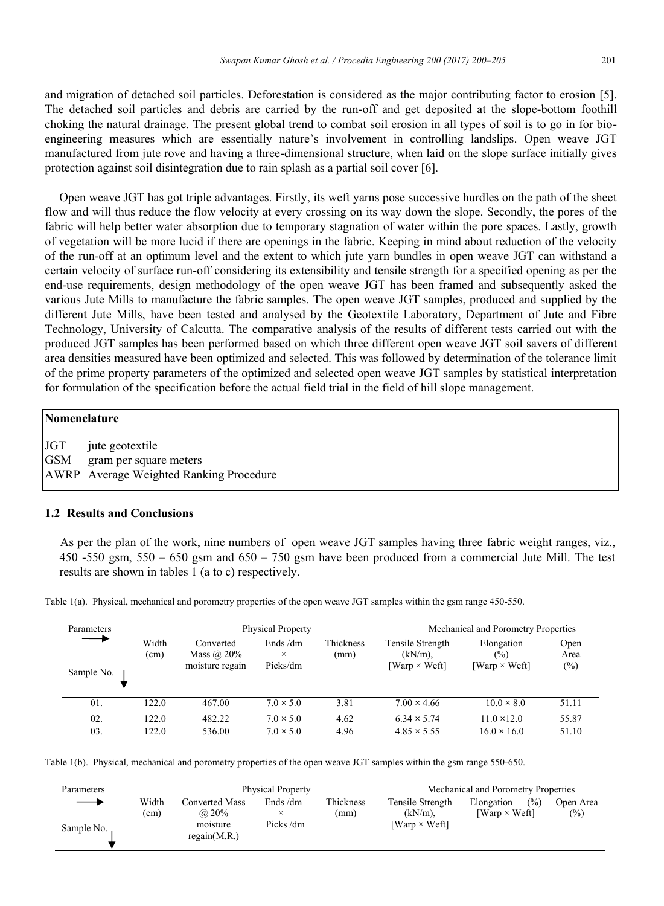and migration of detached soil particles. Deforestation is considered as the major contributing factor to erosion [5]. The detached soil particles and debris are carried by the run-off and get deposited at the slope-bottom foothill choking the natural drainage. The present global trend to combat soil erosion in all types of soil is to go in for bio-engineering measures which are essentially nature's involvement in controlling landslips. Open weave JGT manufactured from jute rove and having a three-dimensional structure, when laid on the slope surface initially gives protection against soil disintegration due to rain splash as a partial soil cover [6].

Open weave JGT has got triple advantages. Firstly, its weft yarns pose successive hurdles on the path of the sheet flow and will thus reduce the flow velocity at every crossing on its way down the slope. Secondly, the pores of the fabric will help better water absorption due to temporary stagnation of water within the pore spaces. Lastly, growth of vegetation will be more lucid if there are openings in the fabric. Keeping in mind about reduction of the velocity of the run-off at an optimum level and the extent to which jute yarn bundles in open weave JGT can withstand a certain velocity of surface run-off considering its extensibility and tensile strength for a specified opening as per the end-use requirements, design methodology of the open weave JGT has been framed and subsequently asked the various Jute Mills to manufacture the fabric samples. The open weave JGT samples, produced and supplied by the different Jute Mills, have been tested and analysed by the Geotextile Laboratory, Department of Jute and Fibre Technology, University of Calcutta. The comparative analysis of the results of different tests carried out with the produced JGT samples has been performed based on which three different open weave JGT soil savers of different area densities measured have been optimized and selected. This was followed by determination of the tolerance limit of the prime property parameters of the optimized and selected open weave JGT samples by statistical interpretation for formulation of the specification before the actual field trial in the field of hill slope management.

**Nomenclature**

JGT jute geotextile
GSM gram per square meters
AWRP Average Weighted Ranking Procedure

### 1.2 Results and Conclusions

As per the plan of the work, nine numbers of open weave JGT samples having three fabric weight ranges, viz., 450 -550 gsm, 550 – 650 gsm and 650 – 750 gsm have been produced from a commercial Jute Mill. The test results are shown in tables 1 (a to c) respectively.

Table 1(a). Physical, mechanical and porometry properties of the open weave JGT samples within the gsm range 450-550.

| Parameters → / Sample No. ↓ | Physical Property | | | | Mechanical and Porometry Properties | | |
|---|---|---|---|---|---|---|---|
| | Width (cm) | Converted Mass @ 20% moisture regain | Ends /dm × Picks/dm | Thickness (mm) | Tensile Strength (kN/m), [Warp × Weft] | Elongation (%) [Warp × Weft] | Open Area (%) |
| 01. | 122.0 | 467.00 | 7.0 × 5.0 | 3.81 | 7.00 × 4.66 | 10.0 × 8.0 | 51.11 |
| 02. | 122.0 | 482.22 | 7.0 × 5.0 | 4.62 | 6.34 × 5.74 | 11.0 ×12.0 | 55.87 |
| 03. | 122.0 | 536.00 | 7.0 × 5.0 | 4.96 | 4.85 × 5.55 | 16.0 × 16.0 | 51.10 |

Table 1(b). Physical, mechanical and porometry properties of the open weave JGT samples within the gsm range 550-650.

| Parameters → / Sample No. ↓ | Physical Property | | | | Mechanical and Porometry Properties | | |
|---|---|---|---|---|---|---|---|
| | Width (cm) | Converted Mass @ 20% moisture regain(M.R.) | Ends /dm × Picks /dm | Thickness (mm) | Tensile Strength (kN/m), [Warp × Weft] | Elongation (%) [Warp × Weft] | Open Area (%) |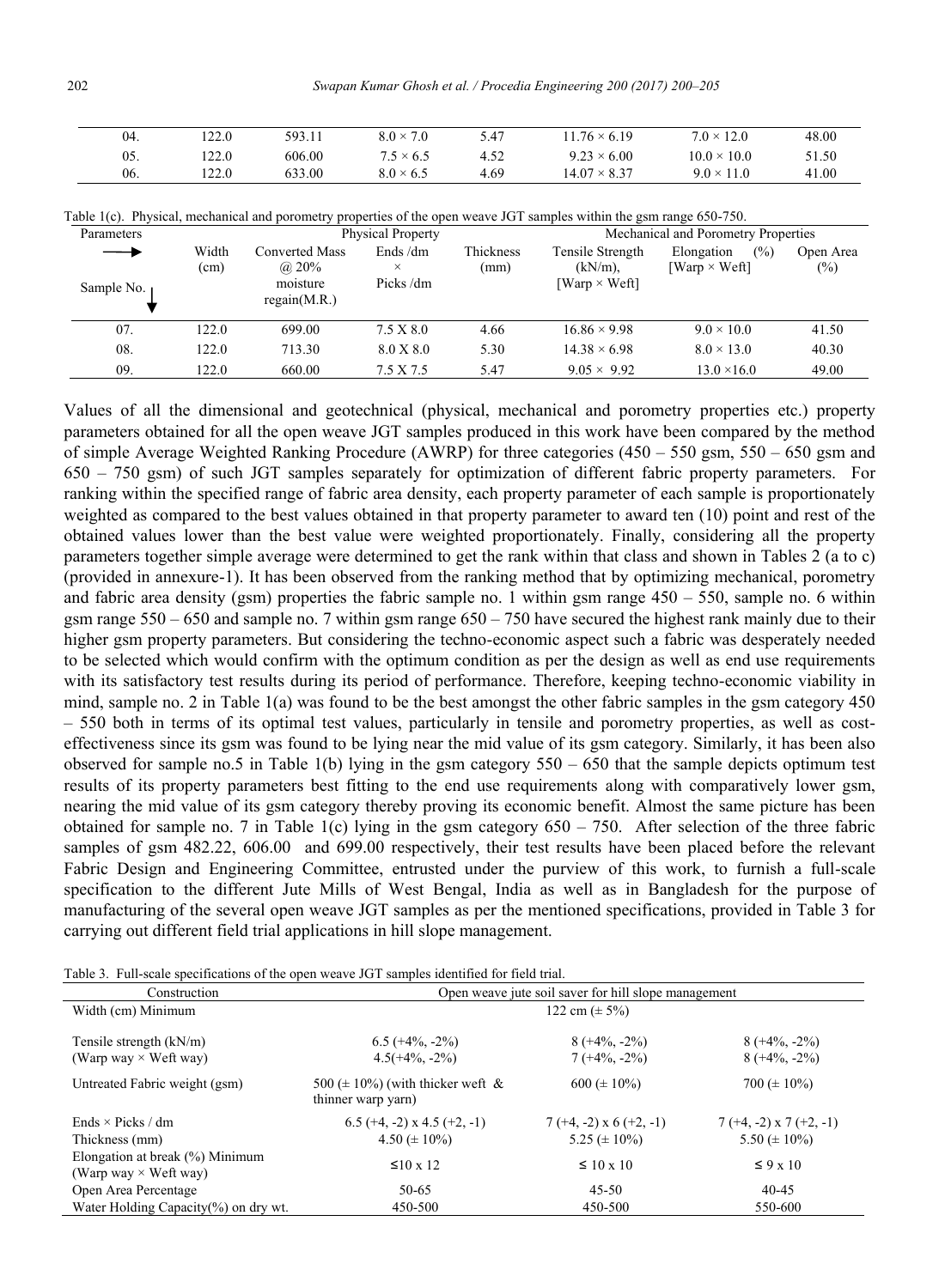| 04. | 122.0 | 593.11 | 8.0 × 7.0 | 5.47 | 11.76 × 6.19 | 7.0 × 12.0 | 48.00 |
|---|---|---|---|---|---|---|---|
| 05. | 122.0 | 606.00 | 7.5 × 6.5 | 4.52 | 9.23 × 6.00 | 10.0 × 10.0 | 51.50 |
| 06. | 122.0 | 633.00 | 8.0 × 6.5 | 4.69 | 14.07 × 8.37 | 9.0 × 11.0 | 41.00 |

Table 1(c). Physical, mechanical and porometry properties of the open weave JGT samples within the gsm range 650-750.

| Parameters ⟶ Sample No. ↓ | Physical Property | | | | Mechanical and Porometry Properties | | |
|---|---|---|---|---|---|---|---|
| | Width (cm) | Converted Mass @ 20% moisture regain(M.R.) | Ends /dm × Picks /dm | Thickness (mm) | Tensile Strength (kN/m), [Warp × Weft] | Elongation (%) [Warp × Weft] | Open Area (%) |
| 07. | 122.0 | 699.00 | 7.5 X 8.0 | 4.66 | 16.86 × 9.98 | 9.0 × 10.0 | 41.50 |
| 08. | 122.0 | 713.30 | 8.0 X 8.0 | 5.30 | 14.38 × 6.98 | 8.0 × 13.0 | 40.30 |
| 09. | 122.0 | 660.00 | 7.5 X 7.5 | 5.47 | 9.05 × 9.92 | 13.0 ×16.0 | 49.00 |

Values of all the dimensional and geotechnical (physical, mechanical and porometry properties etc.) property parameters obtained for all the open weave JGT samples produced in this work have been compared by the method of simple Average Weighted Ranking Procedure (AWRP) for three categories (450 – 550 gsm, 550 – 650 gsm and 650 – 750 gsm) of such JGT samples separately for optimization of different fabric property parameters. For ranking within the specified range of fabric area density, each property parameter of each sample is proportionately weighted as compared to the best values obtained in that property parameter to award ten (10) point and rest of the obtained values lower than the best value were weighted proportionately. Finally, considering all the property parameters together simple average were determined to get the rank within that class and shown in Tables 2 (a to c) (provided in annexure-1). It has been observed from the ranking method that by optimizing mechanical, porometry and fabric area density (gsm) properties the fabric sample no. 1 within gsm range 450 – 550, sample no. 6 within gsm range 550 – 650 and sample no. 7 within gsm range 650 – 750 have secured the highest rank mainly due to their higher gsm property parameters. But considering the techno-economic aspect such a fabric was desperately needed to be selected which would confirm with the optimum condition as per the design as well as end use requirements with its satisfactory test results during its period of performance. Therefore, keeping techno-economic viability in mind, sample no. 2 in Table 1(a) was found to be the best amongst the other fabric samples in the gsm category 450 – 550 both in terms of its optimal test values, particularly in tensile and porometry properties, as well as cost-effectiveness since its gsm was found to be lying near the mid value of its gsm category. Similarly, it has been also observed for sample no.5 in Table 1(b) lying in the gsm category 550 – 650 that the sample depicts optimum test results of its property parameters best fitting to the end use requirements along with comparatively lower gsm, nearing the mid value of its gsm category thereby proving its economic benefit. Almost the same picture has been obtained for sample no. 7 in Table 1(c) lying in the gsm category 650 – 750. After selection of the three fabric samples of gsm 482.22, 606.00 and 699.00 respectively, their test results have been placed before the relevant Fabric Design and Engineering Committee, entrusted under the purview of this work, to furnish a full-scale specification to the different Jute Mills of West Bengal, India as well as in Bangladesh for the purpose of manufacturing of the several open weave JGT samples as per the mentioned specifications, provided in Table 3 for carrying out different field trial applications in hill slope management.

Table 3. Full-scale specifications of the open weave JGT samples identified for field trial.

| Construction | Open weave jute soil saver for hill slope management | | |
|---|---|---|---|
| Width (cm) Minimum | 122 cm (± 5%) | | |
| Tensile strength (kN/m) (Warp way × Weft way) | 6.5 (+4%, -2%) 4.5(+4%, -2%) | 8 (+4%, -2%) 7 (+4%, -2%) | 8 (+4%, -2%) 8 (+4%, -2%) |
| Untreated Fabric weight (gsm) | 500 (± 10%) (with thicker weft & thinner warp yarn) | 600 (± 10%) | 700 (± 10%) |
| Ends × Picks / dm | 6.5 (+4, -2) x 4.5 (+2, -1) | 7 (+4, -2) x 6 (+2, -1) | 7 (+4, -2) x 7 (+2, -1) |
| Thickness (mm) | 4.50 (± 10%) | 5.25 (± 10%) | 5.50 (± 10%) |
| Elongation at break (%) Minimum (Warp way × Weft way) | ≤10 x 12 | ≤ 10 x 10 | ≤ 9 x 10 |
| Open Area Percentage | 50-65 | 45-50 | 40-45 |
| Water Holding Capacity(%) on dry wt. | 450-500 | 450-500 | 550-600 |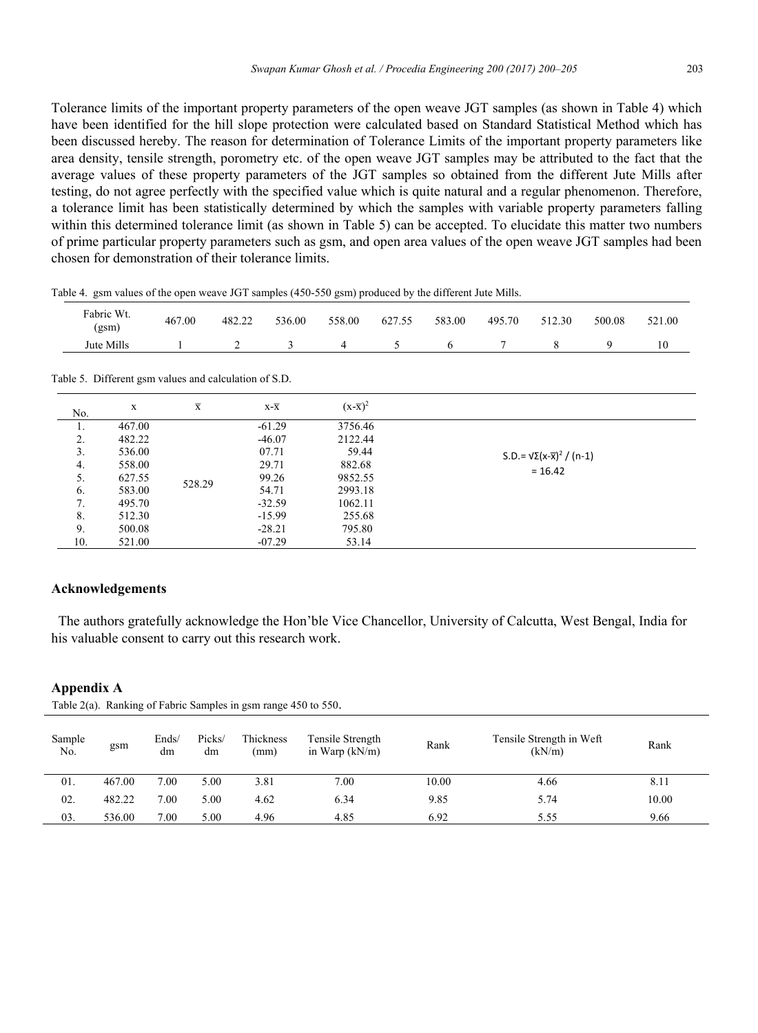Tolerance limits of the important property parameters of the open weave JGT samples (as shown in Table 4) which have been identified for the hill slope protection were calculated based on Standard Statistical Method which has been discussed hereby. The reason for determination of Tolerance Limits of the important property parameters like area density, tensile strength, porometry etc. of the open weave JGT samples may be attributed to the fact that the average values of these property parameters of the JGT samples so obtained from the different Jute Mills after testing, do not agree perfectly with the specified value which is quite natural and a regular phenomenon. Therefore, a tolerance limit has been statistically determined by which the samples with variable property parameters falling within this determined tolerance limit (as shown in Table 5) can be accepted. To elucidate this matter two numbers of prime particular property parameters such as gsm, and open area values of the open weave JGT samples had been chosen for demonstration of their tolerance limits.

Table 4. gsm values of the open weave JGT samples (450-550 gsm) produced by the different Jute Mills.

| Fabric Wt. (gsm) | 467.00 | 482.22 | 536.00 | 558.00 | 627.55 | 583.00 | 495.70 | 512.30 | 500.08 | 521.00 |
|---|---|---|---|---|---|---|---|---|---|---|
| Jute Mills | 1 | 2 | 3 | 4 | 5 | 6 | 7 | 8 | 9 | 10 |

Table 5. Different gsm values and calculation of S.D.

| No. | x | $\overline{x}$ | $x-\overline{x}$ | $(x-\overline{x})^2$ | |
|---|---|---|---|---|---|
| 1. | 467.00 | 528.29 | -61.29 | 3756.46 | S.D.= $\sqrt{\Sigma(x-\overline{x})^2 / (n-1)}$ = 16.42 |
| 2. | 482.22 | | -46.07 | 2122.44 | |
| 3. | 536.00 | | 07.71 | 59.44 | |
| 4. | 558.00 | | 29.71 | 882.68 | |
| 5. | 627.55 | | 99.26 | 9852.55 | |
| 6. | 583.00 | | 54.71 | 2993.18 | |
| 7. | 495.70 | | -32.59 | 1062.11 | |
| 8. | 512.30 | | -15.99 | 255.68 | |
| 9. | 500.08 | | -28.21 | 795.80 | |
| 10. | 521.00 | | -07.29 | 53.14 | |

## Acknowledgements

The authors gratefully acknowledge the Hon'ble Vice Chancellor, University of Calcutta, West Bengal, India for his valuable consent to carry out this research work.

## Appendix A

Table 2(a). Ranking of Fabric Samples in gsm range 450 to 550.

| Sample No. | gsm | Ends/dm | Picks/dm | Thickness (mm) | Tensile Strength in Warp (kN/m) | Rank | Tensile Strength in Weft (kN/m) | Rank |
|---|---|---|---|---|---|---|---|---|
| 01. | 467.00 | 7.00 | 5.00 | 3.81 | 7.00 | 10.00 | 4.66 | 8.11 |
| 02. | 482.22 | 7.00 | 5.00 | 4.62 | 6.34 | 9.85 | 5.74 | 10.00 |
| 03. | 536.00 | 7.00 | 5.00 | 4.96 | 4.85 | 6.92 | 5.55 | 9.66 |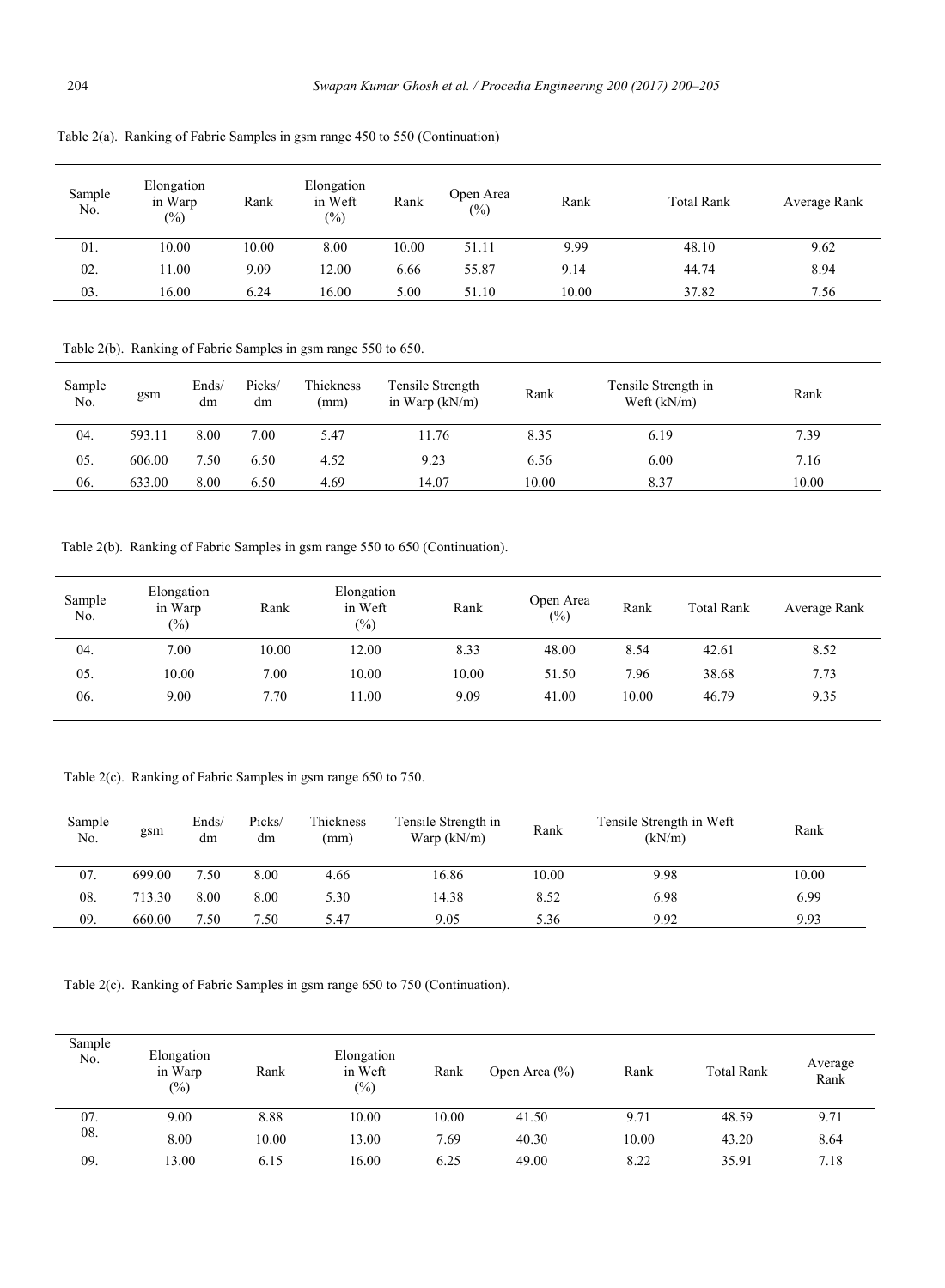Table 2(a). Ranking of Fabric Samples in gsm range 450 to 550 (Continuation)

| Sample No. | Elongation in Warp (%) | Rank | Elongation in Weft (%) | Rank | Open Area (%) | Rank | Total Rank | Average Rank |
|---|---|---|---|---|---|---|---|---|
| 01. | 10.00 | 10.00 | 8.00 | 10.00 | 51.11 | 9.99 | 48.10 | 9.62 |
| 02. | 11.00 | 9.09 | 12.00 | 6.66 | 55.87 | 9.14 | 44.74 | 8.94 |
| 03. | 16.00 | 6.24 | 16.00 | 5.00 | 51.10 | 10.00 | 37.82 | 7.56 |

Table 2(b). Ranking of Fabric Samples in gsm range 550 to 650.

| Sample No. | gsm | Ends/dm | Picks/dm | Thickness (mm) | Tensile Strength in Warp (kN/m) | Rank | Tensile Strength in Weft (kN/m) | Rank |
|---|---|---|---|---|---|---|---|---|
| 04. | 593.11 | 8.00 | 7.00 | 5.47 | 11.76 | 8.35 | 6.19 | 7.39 |
| 05. | 606.00 | 7.50 | 6.50 | 4.52 | 9.23 | 6.56 | 6.00 | 7.16 |
| 06. | 633.00 | 8.00 | 6.50 | 4.69 | 14.07 | 10.00 | 8.37 | 10.00 |

Table 2(b). Ranking of Fabric Samples in gsm range 550 to 650 (Continuation).

| Sample No. | Elongation in Warp (%) | Rank | Elongation in Weft (%) | Rank | Open Area (%) | Rank | Total Rank | Average Rank |
|---|---|---|---|---|---|---|---|---|
| 04. | 7.00 | 10.00 | 12.00 | 8.33 | 48.00 | 8.54 | 42.61 | 8.52 |
| 05. | 10.00 | 7.00 | 10.00 | 10.00 | 51.50 | 7.96 | 38.68 | 7.73 |
| 06. | 9.00 | 7.70 | 11.00 | 9.09 | 41.00 | 10.00 | 46.79 | 9.35 |

Table 2(c). Ranking of Fabric Samples in gsm range 650 to 750.

| Sample No. | gsm | Ends/dm | Picks/dm | Thickness (mm) | Tensile Strength in Warp (kN/m) | Rank | Tensile Strength in Weft (kN/m) | Rank |
|---|---|---|---|---|---|---|---|---|
| 07. | 699.00 | 7.50 | 8.00 | 4.66 | 16.86 | 10.00 | 9.98 | 10.00 |
| 08. | 713.30 | 8.00 | 8.00 | 5.30 | 14.38 | 8.52 | 6.98 | 6.99 |
| 09. | 660.00 | 7.50 | 7.50 | 5.47 | 9.05 | 5.36 | 9.92 | 9.93 |

Table 2(c). Ranking of Fabric Samples in gsm range 650 to 750 (Continuation).

| Sample No. | Elongation in Warp (%) | Rank | Elongation in Weft (%) | Rank | Open Area (%) | Rank | Total Rank | Average Rank |
|---|---|---|---|---|---|---|---|---|
| 07. | 9.00 | 8.88 | 10.00 | 10.00 | 41.50 | 9.71 | 48.59 | 9.71 |
| 08. | 8.00 | 10.00 | 13.00 | 7.69 | 40.30 | 10.00 | 43.20 | 8.64 |
| 09. | 13.00 | 6.15 | 16.00 | 6.25 | 49.00 | 8.22 | 35.91 | 7.18 |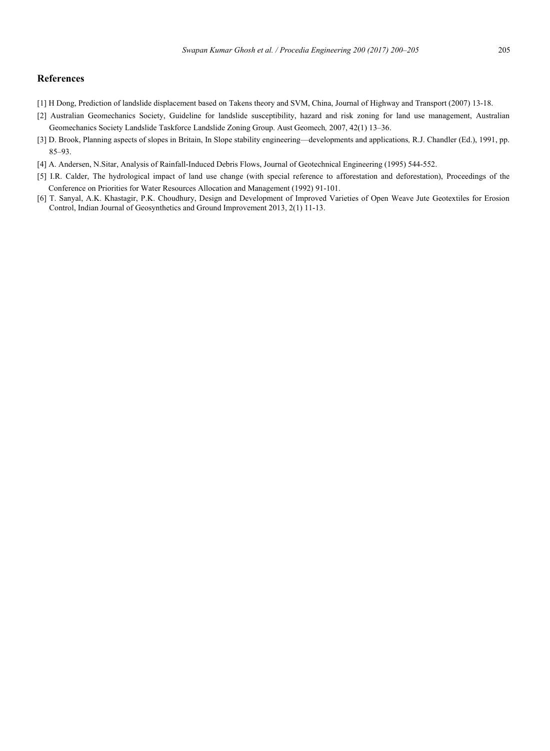## References

[1] H Dong, Prediction of landslide displacement based on Takens theory and SVM, China, Journal of Highway and Transport (2007) 13-18.

[2] Australian Geomechanics Society, Guideline for landslide susceptibility, hazard and risk zoning for land use management, Australian Geomechanics Society Landslide Taskforce Landslide Zoning Group. Aust Geomech*,* 2007, 42(1) 13–36.

[3] D. Brook, Planning aspects of slopes in Britain, In Slope stability engineering—developments and applications*,* R.J. Chandler (Ed.), 1991, pp. 85–93.

[4] A. Andersen, N.Sitar, Analysis of Rainfall-Induced Debris Flows, Journal of Geotechnical Engineering (1995) 544-552.

[5] I.R. Calder, The hydrological impact of land use change (with special reference to afforestation and deforestation), Proceedings of the Conference on Priorities for Water Resources Allocation and Management (1992) 91-101.

[6] T. Sanyal, A.K. Khastagir, P.K. Choudhury, Design and Development of Improved Varieties of Open Weave Jute Geotextiles for Erosion Control, Indian Journal of Geosynthetics and Ground Improvement 2013, 2(1) 11-13.